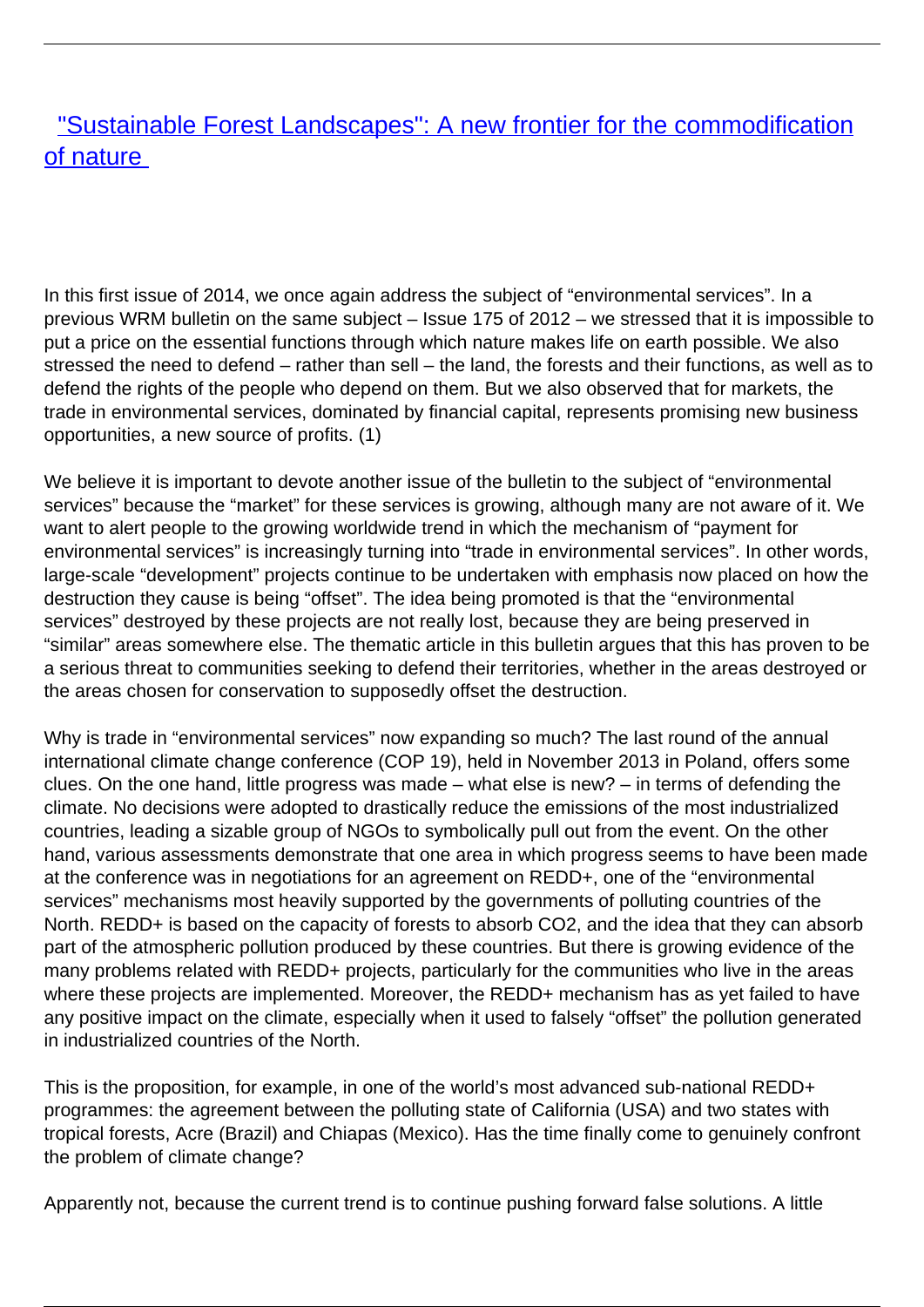# "Sustainable Forest Landscapes": A new frontier for the commodification of nature

In this first issue of 2014, we once again address the subject of "environmental services". In a previous WRM bulletin on the same subject – Issue 175 of 2012 – we stressed that it is impossible to put a price on the essential functions through which nature makes life on earth possible. We also stressed the need to defend – rather than sell – the land, the forests and their functions, as well as to defend the rights of the people who depend on them. But we also observed that for markets, the trade in environmental services, dominated by financial capital, represents promising new business opportunities, a new source of profits. (1)

We believe it is important to devote another issue of the bulletin to the subject of "environmental services" because the "market" for these services is growing, although many are not aware of it. We want to alert people to the growing worldwide trend in which the mechanism of "payment for environmental services" is increasingly turning into "trade in environmental services". In other words, large-scale "development" projects continue to be undertaken with emphasis now placed on how the destruction they cause is being "offset". The idea being promoted is that the "environmental services" destroyed by these projects are not really lost, because they are being preserved in "similar" areas somewhere else. The thematic article in this bulletin argues that this has proven to be a serious threat to communities seeking to defend their territories, whether in the areas destroyed or the areas chosen for conservation to supposedly offset the destruction.

Why is trade in "environmental services" now expanding so much? The last round of the annual international climate change conference (COP 19), held in November 2013 in Poland, offers some clues. On the one hand, little progress was made – what else is new? – in terms of defending the climate. No decisions were adopted to drastically reduce the emissions of the most industrialized countries, leading a sizable group of NGOs to symbolically pull out from the event. On the other hand, various assessments demonstrate that one area in which progress seems to have been made at the conference was in negotiations for an agreement on REDD+, one of the "environmental services" mechanisms most heavily supported by the governments of polluting countries of the North. REDD+ is based on the capacity of forests to absorb $CO_2$, and the idea that they can absorb part of the atmospheric pollution produced by these countries. But there is growing evidence of the many problems related with REDD+ projects, particularly for the communities who live in the areas where these projects are implemented. Moreover, the REDD+ mechanism has as yet failed to have any positive impact on the climate, especially when it used to falsely "offset" the pollution generated in industrialized countries of the North.

This is the proposition, for example, in one of the world's most advanced sub-national REDD+ programmes: the agreement between the polluting state of California (USA) and two states with tropical forests, Acre (Brazil) and Chiapas (Mexico). Has the time finally come to genuinely confront the problem of climate change?

Apparently not, because the current trend is to continue pushing forward false solutions. A little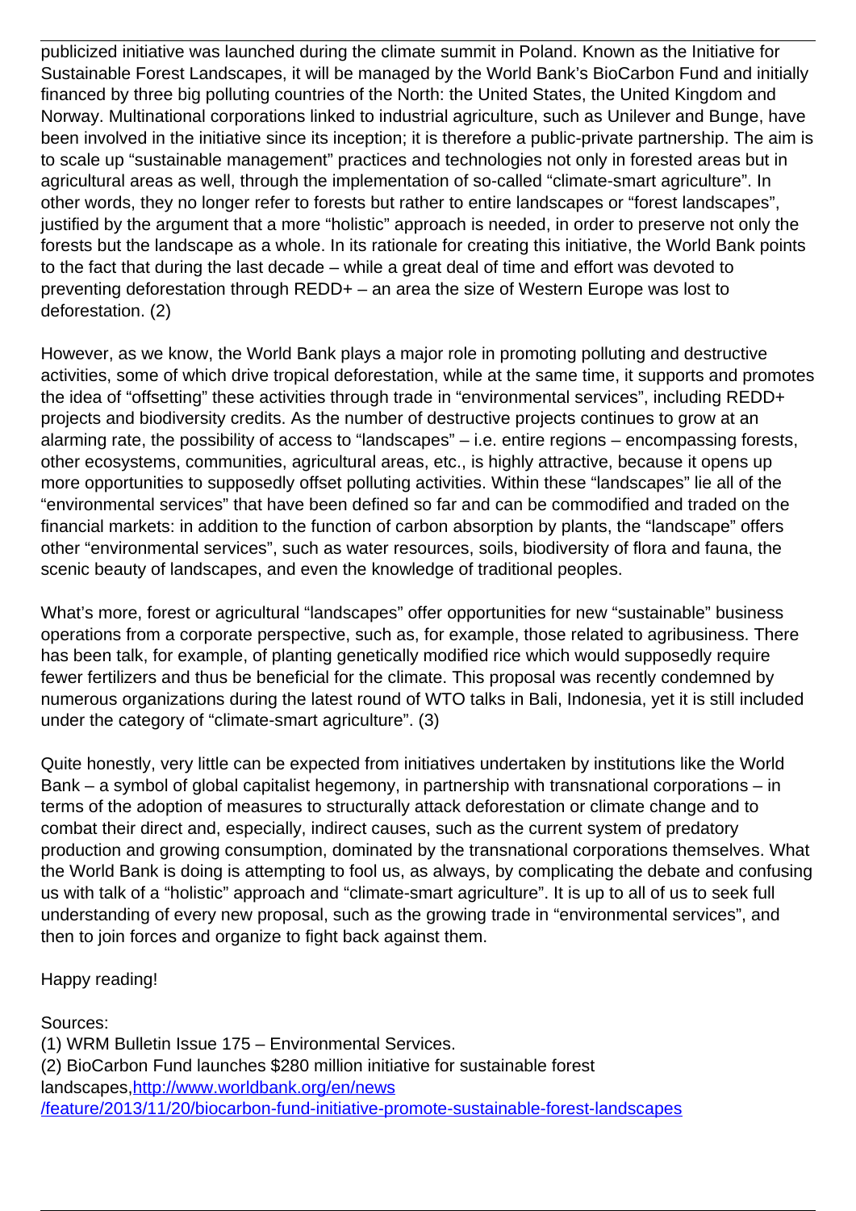publicized initiative was launched during the climate summit in Poland. Known as the Initiative for Sustainable Forest Landscapes, it will be managed by the World Bank's BioCarbon Fund and initially financed by three big polluting countries of the North: the United States, the United Kingdom and Norway. Multinational corporations linked to industrial agriculture, such as Unilever and Bunge, have been involved in the initiative since its inception; it is therefore a public-private partnership. The aim is to scale up "sustainable management" practices and technologies not only in forested areas but in agricultural areas as well, through the implementation of so-called "climate-smart agriculture". In other words, they no longer refer to forests but rather to entire landscapes or "forest landscapes", justified by the argument that a more "holistic" approach is needed, in order to preserve not only the forests but the landscape as a whole. In its rationale for creating this initiative, the World Bank points to the fact that during the last decade – while a great deal of time and effort was devoted to preventing deforestation through REDD+ – an area the size of Western Europe was lost to deforestation. (2)

However, as we know, the World Bank plays a major role in promoting polluting and destructive activities, some of which drive tropical deforestation, while at the same time, it supports and promotes the idea of "offsetting" these activities through trade in "environmental services", including REDD+ projects and biodiversity credits. As the number of destructive projects continues to grow at an alarming rate, the possibility of access to "landscapes" – i.e. entire regions – encompassing forests, other ecosystems, communities, agricultural areas, etc., is highly attractive, because it opens up more opportunities to supposedly offset polluting activities. Within these "landscapes" lie all of the "environmental services" that have been defined so far and can be commodified and traded on the financial markets: in addition to the function of carbon absorption by plants, the "landscape" offers other "environmental services", such as water resources, soils, biodiversity of flora and fauna, the scenic beauty of landscapes, and even the knowledge of traditional peoples.

What's more, forest or agricultural "landscapes" offer opportunities for new "sustainable" business operations from a corporate perspective, such as, for example, those related to agribusiness. There has been talk, for example, of planting genetically modified rice which would supposedly require fewer fertilizers and thus be beneficial for the climate. This proposal was recently condemned by numerous organizations during the latest round of WTO talks in Bali, Indonesia, yet it is still included under the category of "climate-smart agriculture". (3)

Quite honestly, very little can be expected from initiatives undertaken by institutions like the World Bank – a symbol of global capitalist hegemony, in partnership with transnational corporations – in terms of the adoption of measures to structurally attack deforestation or climate change and to combat their direct and, especially, indirect causes, such as the current system of predatory production and growing consumption, dominated by the transnational corporations themselves. What the World Bank is doing is attempting to fool us, as always, by complicating the debate and confusing us with talk of a "holistic" approach and "climate-smart agriculture". It is up to all of us to seek full understanding of every new proposal, such as the growing trade in "environmental services", and then to join forces and organize to fight back against them.

Happy reading!

Sources:
(1) WRM Bulletin Issue 175 – Environmental Services.
(2) BioCarbon Fund launches $280 million initiative for sustainable forest landscapes,[http://www.worldbank.org/en/news/feature/2013/11/20/biocarbon-fund-initiative-promote-sustainable-forest-landscapes](http://www.worldbank.org/en/news/feature/2013/11/20/biocarbon-fund-initiative-promote-sustainable-forest-landscapes)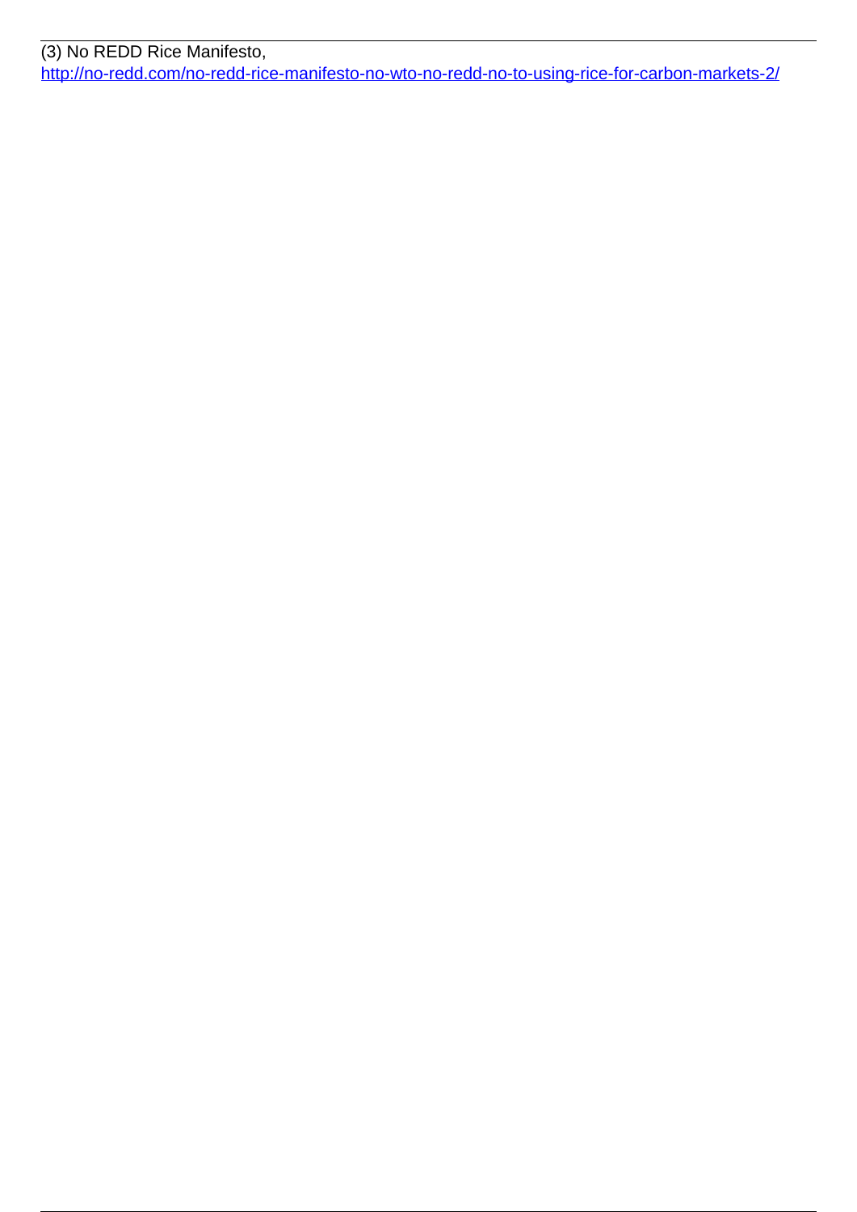(3) No REDD Rice Manifesto, http://no-redd.com/no-redd-rice-manifesto-no-wto-no-redd-no-to-using-rice-for-carbon-markets-2/